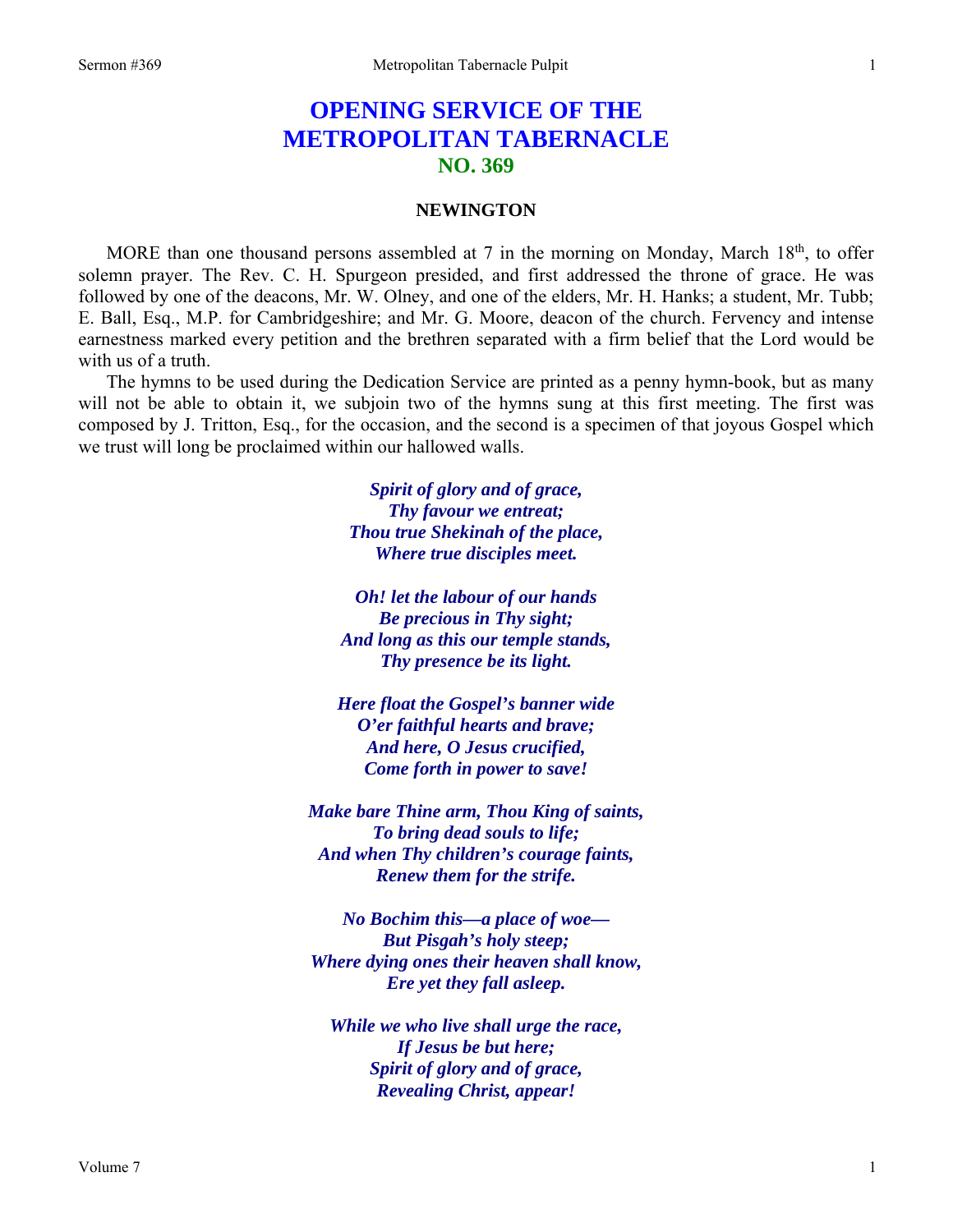# OPENING SERVICE OF THE METROPOLITAN TABERNACLE
## NO. 369

### NEWINGTON

MORE than one thousand persons assembled at 7 in the morning on Monday, March 18th, to offer solemn prayer. The Rev. C. H. Spurgeon presided, and first addressed the throne of grace. He was followed by one of the deacons, Mr. W. Olney, and one of the elders, Mr. H. Hanks; a student, Mr. Tubb; E. Ball, Esq., M.P. for Cambridgeshire; and Mr. G. Moore, deacon of the church. Fervency and intense earnestness marked every petition and the brethren separated with a firm belief that the Lord would be with us of a truth.

The hymns to be used during the Dedication Service are printed as a penny hymn-book, but as many will not be able to obtain it, we subjoin two of the hymns sung at this first meeting. The first was composed by J. Tritton, Esq., for the occasion, and the second is a specimen of that joyous Gospel which we trust will long be proclaimed within our hallowed walls.

***Spirit of glory and of grace,***
***Thy favour we entreat;***
***Thou true Shekinah of the place,***
***Where true disciples meet.***

***Oh! let the labour of our hands***
***Be precious in Thy sight;***
***And long as this our temple stands,***
***Thy presence be its light.***

***Here float the Gospel's banner wide***
***O'er faithful hearts and brave;***
***And here, O Jesus crucified,***
***Come forth in power to save!***

***Make bare Thine arm, Thou King of saints,***
***To bring dead souls to life;***
***And when Thy children's courage faints,***
***Renew them for the strife.***

***No Bochim this—a place of woe—***
***But Pisgah's holy steep;***
***Where dying ones their heaven shall know,***
***Ere yet they fall asleep.***

***While we who live shall urge the race,***
***If Jesus be but here;***
***Spirit of glory and of grace,***
***Revealing Christ, appear!***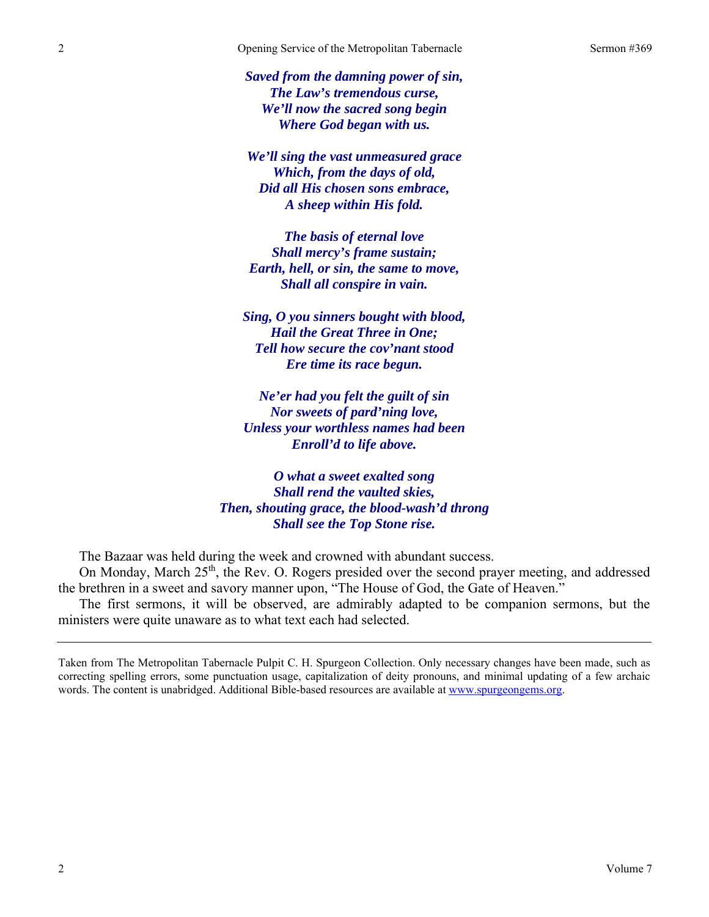*Saved from the damning power of sin,*
*The Law's tremendous curse,*
*We'll now the sacred song begin*
*Where God began with us.*

*We'll sing the vast unmeasured grace*
*Which, from the days of old,*
*Did all His chosen sons embrace,*
*A sheep within His fold.*

*The basis of eternal love*
*Shall mercy's frame sustain;*
*Earth, hell, or sin, the same to move,*
*Shall all conspire in vain.*

*Sing, O you sinners bought with blood,*
*Hail the Great Three in One;*
*Tell how secure the cov'nant stood*
*Ere time its race begun.*

*Ne'er had you felt the guilt of sin*
*Nor sweets of pard'ning love,*
*Unless your worthless names had been*
*Enroll'd to life above.*

*O what a sweet exalted song*
*Shall rend the vaulted skies,*
*Then, shouting grace, the blood-wash'd throng*
*Shall see the Top Stone rise.*

The Bazaar was held during the week and crowned with abundant success.

On Monday, March 25th, the Rev. O. Rogers presided over the second prayer meeting, and addressed the brethren in a sweet and savory manner upon, "The House of God, the Gate of Heaven."

The first sermons, it will be observed, are admirably adapted to be companion sermons, but the ministers were quite unaware as to what text each had selected.

---

Taken from The Metropolitan Tabernacle Pulpit C. H. Spurgeon Collection. Only necessary changes have been made, such as correcting spelling errors, some punctuation usage, capitalization of deity pronouns, and minimal updating of a few archaic words. The content is unabridged. Additional Bible-based resources are available at www.spurgeongems.org.